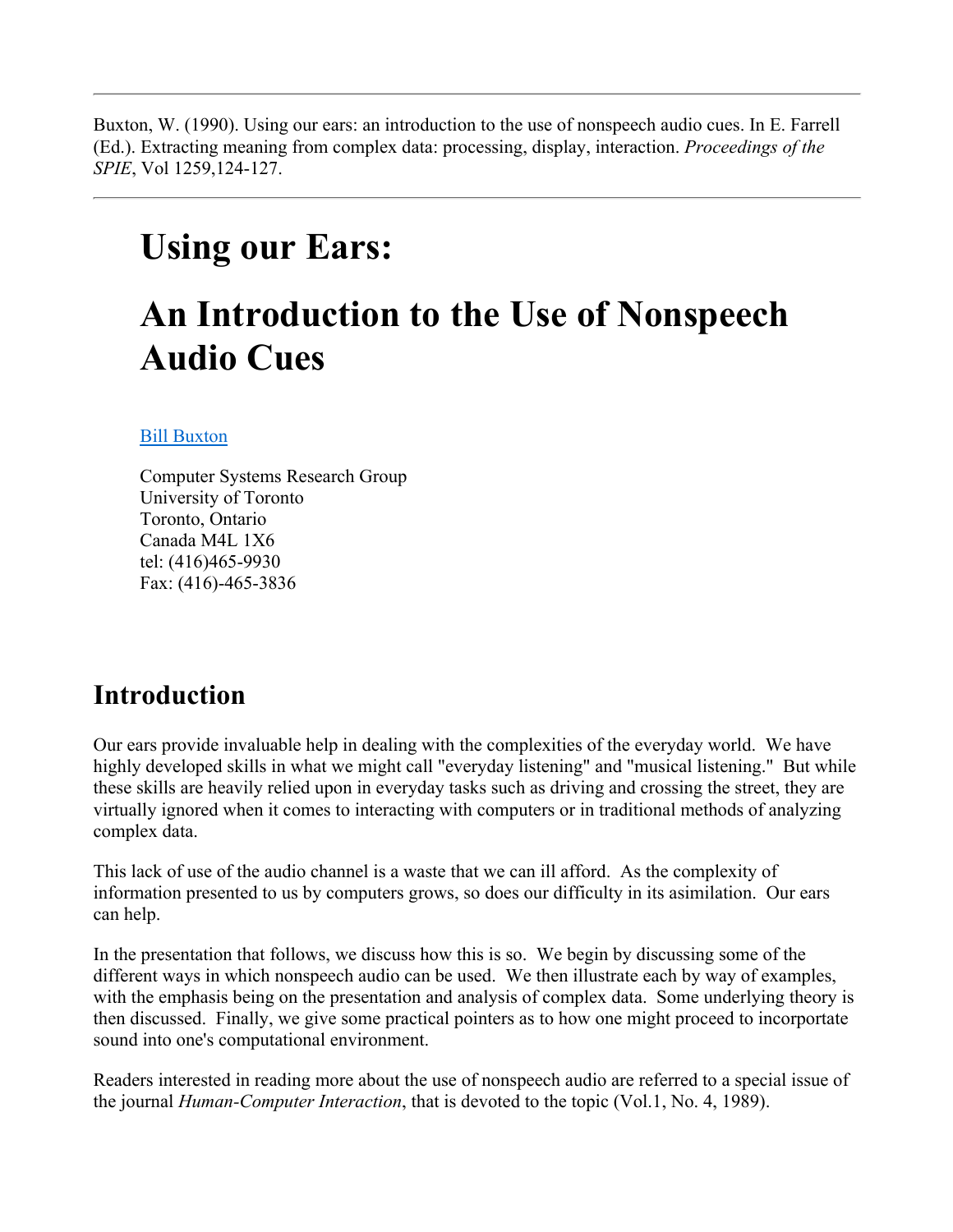---

Buxton, W. (1990). Using our ears: an introduction to the use of nonspeech audio cues. In E. Farrell (Ed.). Extracting meaning from complex data: processing, display, interaction. *Proceedings of the SPIE*, Vol 1259,124-127.

---

# Using our Ears:

# An Introduction to the Use of Nonspeech Audio Cues

Bill Buxton

Computer Systems Research Group
University of Toronto
Toronto, Ontario
Canada M4L 1X6
tel: (416)465-9930
Fax: (416)-465-3836

## Introduction

Our ears provide invaluable help in dealing with the complexities of the everyday world. We have highly developed skills in what we might call "everyday listening" and "musical listening." But while these skills are heavily relied upon in everyday tasks such as driving and crossing the street, they are virtually ignored when it comes to interacting with computers or in traditional methods of analyzing complex data.

This lack of use of the audio channel is a waste that we can ill afford. As the complexity of information presented to us by computers grows, so does our difficulty in its asimilation. Our ears can help.

In the presentation that follows, we discuss how this is so. We begin by discussing some of the different ways in which nonspeech audio can be used. We then illustrate each by way of examples, with the emphasis being on the presentation and analysis of complex data. Some underlying theory is then discussed. Finally, we give some practical pointers as to how one might proceed to incorportate sound into one's computational environment.

Readers interested in reading more about the use of nonspeech audio are referred to a special issue of the journal *Human-Computer Interaction*, that is devoted to the topic (Vol.1, No. 4, 1989).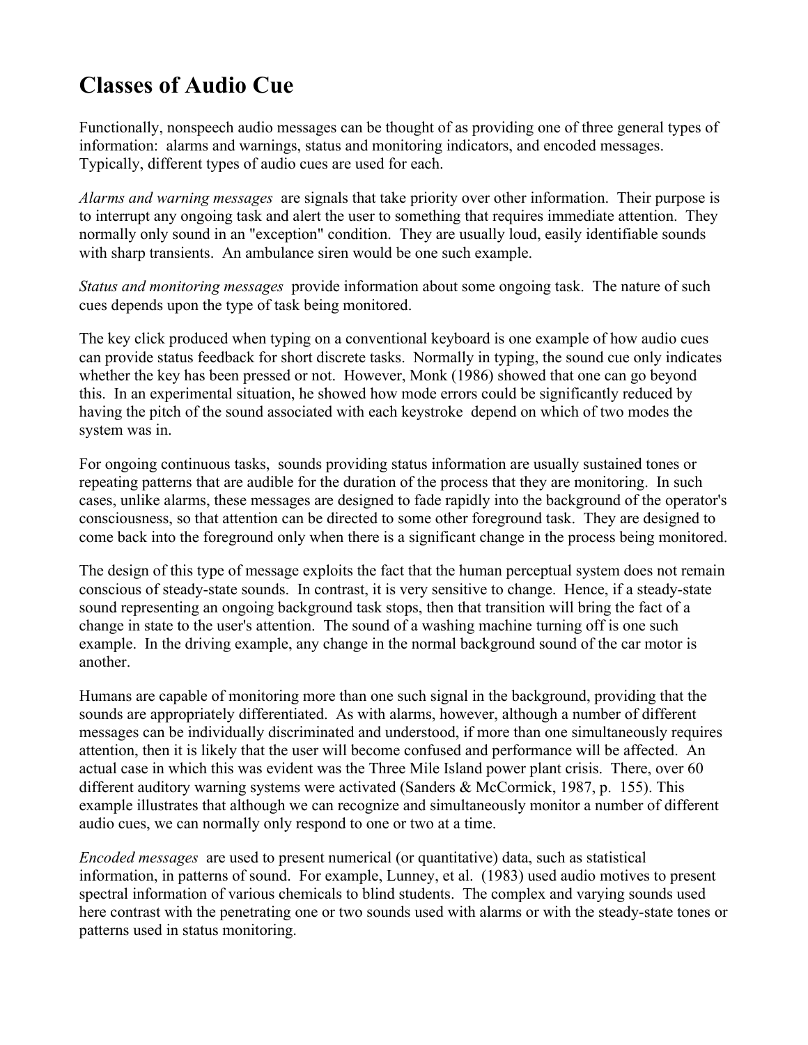# Classes of Audio Cue

Functionally, nonspeech audio messages can be thought of as providing one of three general types of information: alarms and warnings, status and monitoring indicators, and encoded messages. Typically, different types of audio cues are used for each.

*Alarms and warning messages* are signals that take priority over other information. Their purpose is to interrupt any ongoing task and alert the user to something that requires immediate attention. They normally only sound in an "exception" condition. They are usually loud, easily identifiable sounds with sharp transients. An ambulance siren would be one such example.

*Status and monitoring messages* provide information about some ongoing task. The nature of such cues depends upon the type of task being monitored.

The key click produced when typing on a conventional keyboard is one example of how audio cues can provide status feedback for short discrete tasks. Normally in typing, the sound cue only indicates whether the key has been pressed or not. However, Monk (1986) showed that one can go beyond this. In an experimental situation, he showed how mode errors could be significantly reduced by having the pitch of the sound associated with each keystroke depend on which of two modes the system was in.

For ongoing continuous tasks, sounds providing status information are usually sustained tones or repeating patterns that are audible for the duration of the process that they are monitoring. In such cases, unlike alarms, these messages are designed to fade rapidly into the background of the operator's consciousness, so that attention can be directed to some other foreground task. They are designed to come back into the foreground only when there is a significant change in the process being monitored.

The design of this type of message exploits the fact that the human perceptual system does not remain conscious of steady-state sounds. In contrast, it is very sensitive to change. Hence, if a steady-state sound representing an ongoing background task stops, then that transition will bring the fact of a change in state to the user's attention. The sound of a washing machine turning off is one such example. In the driving example, any change in the normal background sound of the car motor is another.

Humans are capable of monitoring more than one such signal in the background, providing that the sounds are appropriately differentiated. As with alarms, however, although a number of different messages can be individually discriminated and understood, if more than one simultaneously requires attention, then it is likely that the user will become confused and performance will be affected. An actual case in which this was evident was the Three Mile Island power plant crisis. There, over 60 different auditory warning systems were activated (Sanders & McCormick, 1987, p. 155). This example illustrates that although we can recognize and simultaneously monitor a number of different audio cues, we can normally only respond to one or two at a time.

*Encoded messages* are used to present numerical (or quantitative) data, such as statistical information, in patterns of sound. For example, Lunney, et al. (1983) used audio motives to present spectral information of various chemicals to blind students. The complex and varying sounds used here contrast with the penetrating one or two sounds used with alarms or with the steady-state tones or patterns used in status monitoring.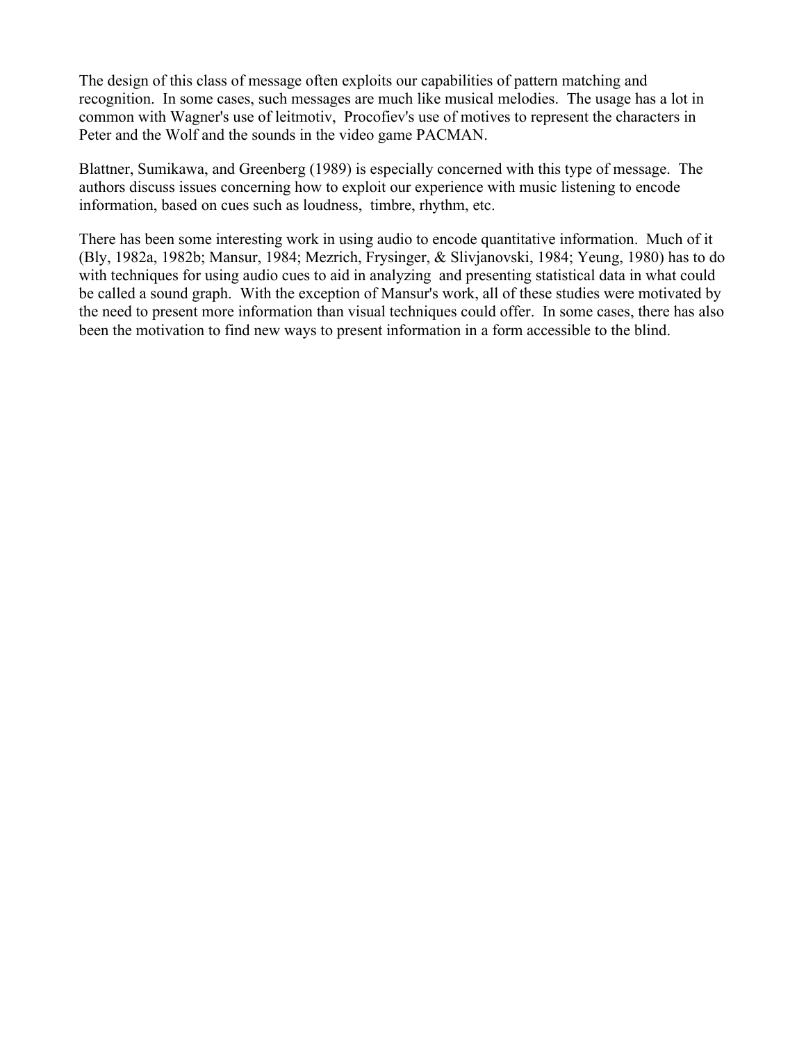The design of this class of message often exploits our capabilities of pattern matching and recognition. In some cases, such messages are much like musical melodies. The usage has a lot in common with Wagner's use of leitmotiv, Procofiev's use of motives to represent the characters in Peter and the Wolf and the sounds in the video game PACMAN.

Blattner, Sumikawa, and Greenberg (1989) is especially concerned with this type of message. The authors discuss issues concerning how to exploit our experience with music listening to encode information, based on cues such as loudness, timbre, rhythm, etc.

There has been some interesting work in using audio to encode quantitative information. Much of it (Bly, 1982a, 1982b; Mansur, 1984; Mezrich, Frysinger, & Slivjanovski, 1984; Yeung, 1980) has to do with techniques for using audio cues to aid in analyzing and presenting statistical data in what could be called a sound graph. With the exception of Mansur's work, all of these studies were motivated by the need to present more information than visual techniques could offer. In some cases, there has also been the motivation to find new ways to present information in a form accessible to the blind.